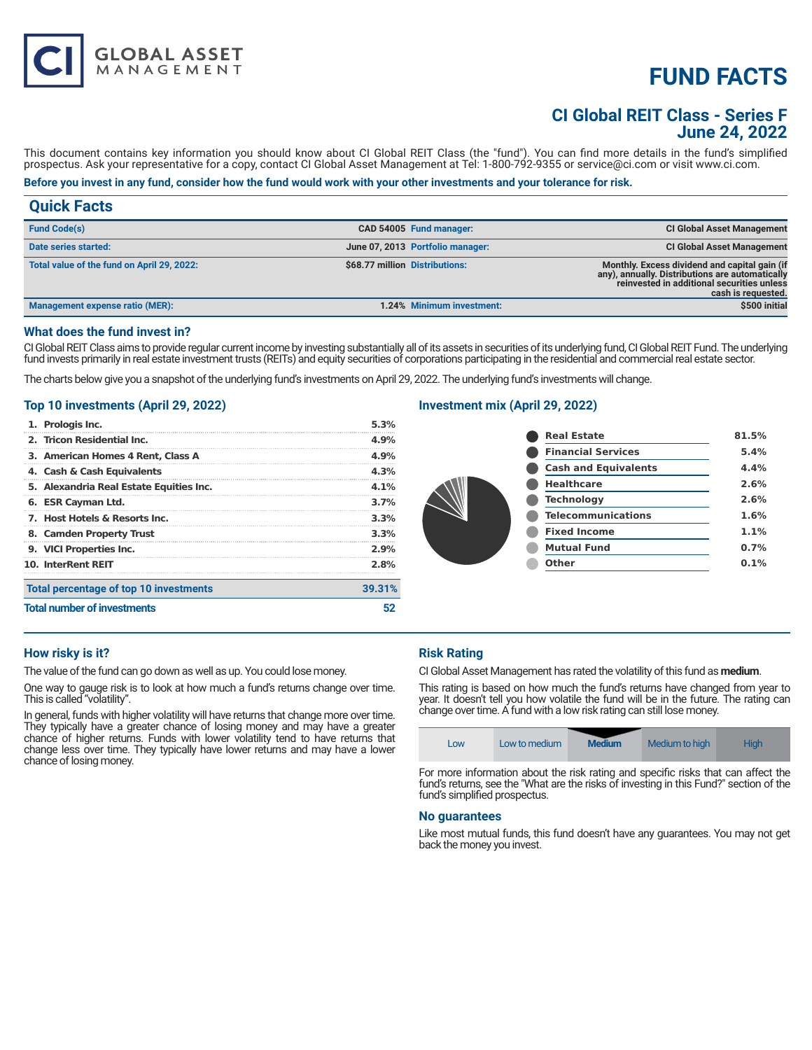# FUND FACTS

## CI Global REIT Class - Series F
## June 24, 2022

This document contains key information you should know about CI Global REIT Class (the "fund"). You can find more details in the fund's simplified prospectus. Ask your representative for a copy, contact CI Global Asset Management at Tel: 1-800-792-9355 or service@ci.com or visit www.ci.com.

**Before you invest in any fund, consider how the fund would work with your other investments and your tolerance for risk.**

## Quick Facts

| | | | |
|---|---|---|---|
| **Fund Code(s)** | CAD 54005 | **Fund manager:** | CI Global Asset Management |
| **Date series started:** | June 07, 2013 | **Portfolio manager:** | CI Global Asset Management |
| **Total value of the fund on April 29, 2022:** | $68.77 million | **Distributions:** | Monthly. Excess dividend and capital gain (if any), annually. Distributions are automatically reinvested in additional securities unless cash is requested. |
| **Management expense ratio (MER):** | 1.24% | **Minimum investment:** | $500 initial |

### What does the fund invest in?

CI Global REIT Class aims to provide regular current income by investing substantially all of its assets in securities of its underlying fund, CI Global REIT Fund. The underlying fund invests primarily in real estate investment trusts (REITs) and equity securities of corporations participating in the residential and commercial real estate sector.

The charts below give you a snapshot of the underlying fund's investments on April 29, 2022. The underlying fund's investments will change.

### Top 10 investments (April 29, 2022)

| | |
|---|---|
| 1. Prologis Inc. | 5.3% |
| 2. Tricon Residential Inc. | 4.9% |
| 3. American Homes 4 Rent, Class A | 4.9% |
| 4. Cash & Cash Equivalents | 4.3% |
| 5. Alexandria Real Estate Equities Inc. | 4.1% |
| 6. ESR Cayman Ltd. | 3.7% |
| 7. Host Hotels & Resorts Inc. | 3.3% |
| 8. Camden Property Trust | 3.3% |
| 9. VICI Properties Inc. | 2.9% |
| 10. InterRent REIT | 2.8% |
| **Total percentage of top 10 investments** | **39.31%** |
| **Total number of investments** | **52** |

### Investment mix (April 29, 2022)

| | |
|---|---|
| Real Estate | 81.5% |
| Financial Services | 5.4% |
| Cash and Equivalents | 4.4% |
| Healthcare | 2.6% |
| Technology | 2.6% |
| Telecommunications | 1.6% |
| Fixed Income | 1.1% |
| Mutual Fund | 0.7% |
| Other | 0.1% |

### How risky is it?

The value of the fund can go down as well as up. You could lose money.

One way to gauge risk is to look at how much a fund's returns change over time. This is called "volatility".

In general, funds with higher volatility will have returns that change more over time. They typically have a greater chance of losing money and may have a greater chance of higher returns. Funds with lower volatility tend to have returns that change less over time. They typically have lower returns and may have a lower chance of losing money.

### Risk Rating

CI Global Asset Management has rated the volatility of this fund as **medium**.

This rating is based on how much the fund's returns have changed from year to year. It doesn't tell you how volatile the fund will be in the future. The rating can change over time. A fund with a low risk rating can still lose money.

| Low | Low to medium | **Medium** | Medium to high | High |
|---|---|---|---|---|

For more information about the risk rating and specific risks that can affect the fund's returns, see the "What are the risks of investing in this Fund?" section of the fund's simplified prospectus.

### No guarantees

Like most mutual funds, this fund doesn't have any guarantees. You may not get back the money you invest.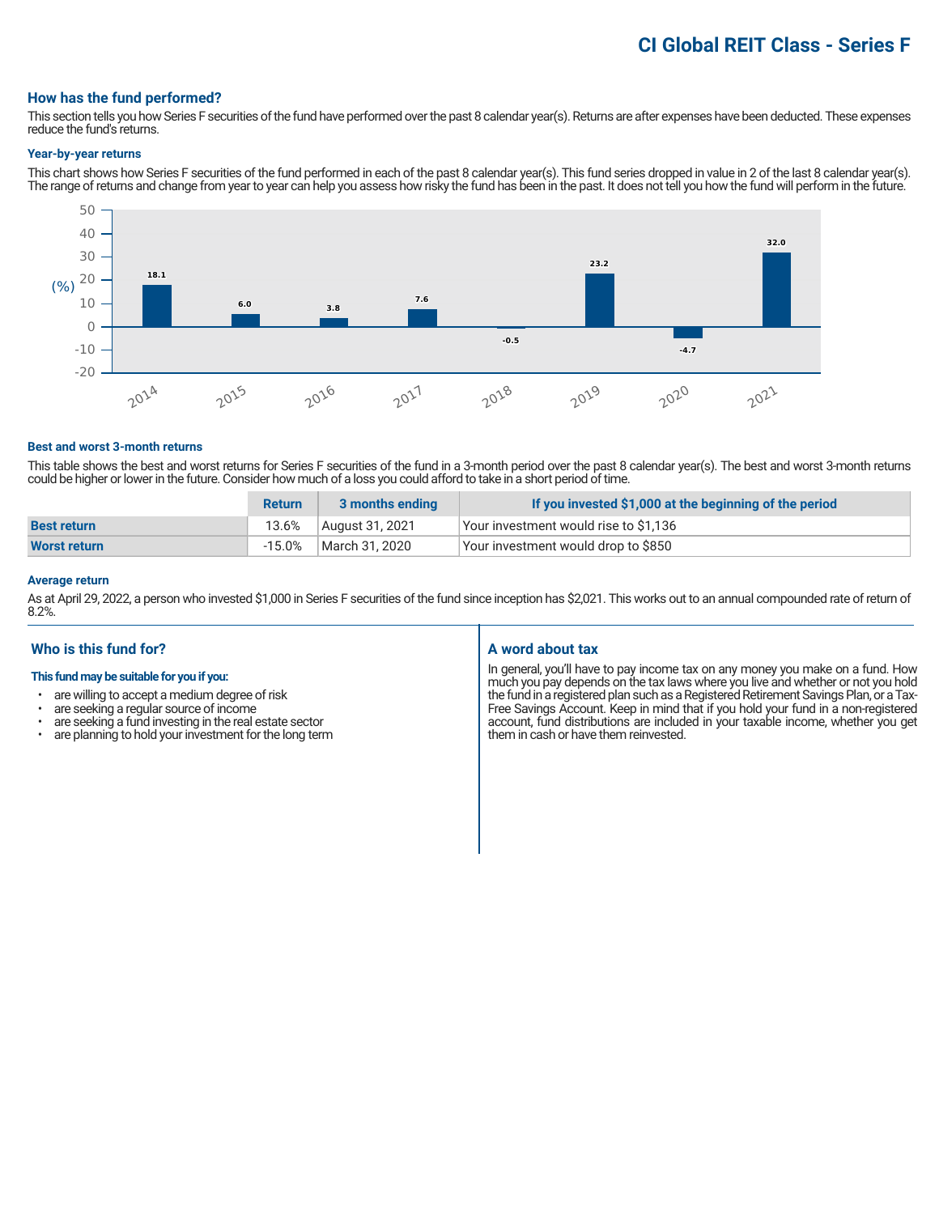# CI Global REIT Class - Series F

## How has the fund performed?

This section tells you how Series F securities of the fund have performed over the past 8 calendar year(s). Returns are after expenses have been deducted. These expenses reduce the fund's returns.

### Year-by-year returns

This chart shows how Series F securities of the fund performed in each of the past 8 calendar year(s). This fund series dropped in value in 2 of the last 8 calendar year(s). The range of returns and change from year to year can help you assess how risky the fund has been in the past. It does not tell you how the fund will perform in the future.

| Year | Return (%) |
|---|---|
| 2014 | 18.1 |
| 2015 | 6.0 |
| 2016 | 3.8 |
| 2017 | 7.6 |
| 2018 | -0.5 |
| 2019 | 23.2 |
| 2020 | -4.7 |
| 2021 | 32.0 |

### Best and worst 3-month returns

This table shows the best and worst returns for Series F securities of the fund in a 3-month period over the past 8 calendar year(s). The best and worst 3-month returns could be higher or lower in the future. Consider how much of a loss you could afford to take in a short period of time.

| | Return | 3 months ending | If you invested $1,000 at the beginning of the period |
|---|---|---|---|
| **Best return** | 13.6% | August 31, 2021 | Your investment would rise to $1,136 |
| **Worst return** | -15.0% | March 31, 2020 | Your investment would drop to $850 |

### Average return

As at April 29, 2022, a person who invested $1,000 in Series F securities of the fund since inception has $2,021. This works out to an annual compounded rate of return of 8.2%.

## Who is this fund for?

**This fund may be suitable for you if you:**

- are willing to accept a medium degree of risk
- are seeking a regular source of income
- are seeking a fund investing in the real estate sector
- are planning to hold your investment for the long term

## A word about tax

In general, you'll have to pay income tax on any money you make on a fund. How much you pay depends on the tax laws where you live and whether or not you hold the fund in a registered plan such as a Registered Retirement Savings Plan, or a Tax-Free Savings Account. Keep in mind that if you hold your fund in a non-registered account, fund distributions are included in your taxable income, whether you get them in cash or have them reinvested.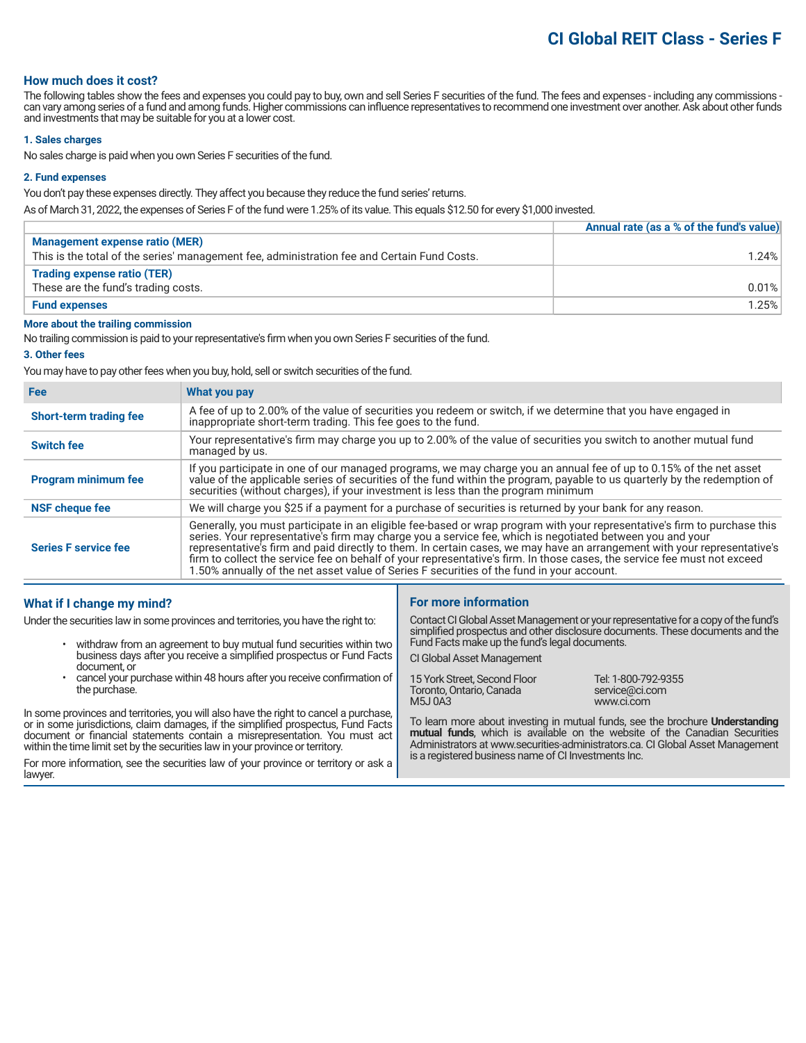## How much does it cost?

The following tables show the fees and expenses you could pay to buy, own and sell Series F securities of the fund. The fees and expenses - including any commissions - can vary among series of a fund and among funds. Higher commissions can influence representatives to recommend one investment over another. Ask about other funds and investments that may be suitable for you at a lower cost.

### 1. Sales charges

No sales charge is paid when you own Series F securities of the fund.

### 2. Fund expenses

You don't pay these expenses directly. They affect you because they reduce the fund series' returns.

As of March 31, 2022, the expenses of Series F of the fund were 1.25% of its value. This equals $12.50 for every $1,000 invested.

| | Annual rate (as a % of the fund's value) |
|---|---|
| **Management expense ratio (MER)**<br>This is the total of the series' management fee, administration fee and Certain Fund Costs. | 1.24% |
| **Trading expense ratio (TER)**<br>These are the fund's trading costs. | 0.01% |
| **Fund expenses** | 1.25% |

#### More about the trailing commission

No trailing commission is paid to your representative's firm when you own Series F securities of the fund.

### 3. Other fees

You may have to pay other fees when you buy, hold, sell or switch securities of the fund.

| Fee | What you pay |
|---|---|
| **Short-term trading fee** | A fee of up to 2.00% of the value of securities you redeem or switch, if we determine that you have engaged in inappropriate short-term trading. This fee goes to the fund. |
| **Switch fee** | Your representative's firm may charge you up to 2.00% of the value of securities you switch to another mutual fund managed by us. |
| **Program minimum fee** | If you participate in one of our managed programs, we may charge you an annual fee of up to 0.15% of the net asset value of the applicable series of securities of the fund within the program, payable to us quarterly by the redemption of securities (without charges), if your investment is less than the program minimum |
| **NSF cheque fee** | We will charge you $25 if a payment for a purchase of securities is returned by your bank for any reason. |
| **Series F service fee** | Generally, you must participate in an eligible fee-based or wrap program with your representative's firm to purchase this series. Your representative's firm may charge you a service fee, which is negotiated between you and your representative's firm and paid directly to them. In certain cases, we may have an arrangement with your representative's firm to collect the service fee on behalf of your representative's firm. In those cases, the service fee must not exceed 1.50% annually of the net asset value of Series F securities of the fund in your account. |

## What if I change my mind?

Under the securities law in some provinces and territories, you have the right to:

- withdraw from an agreement to buy mutual fund securities within two business days after you receive a simplified prospectus or Fund Facts document, or
- cancel your purchase within 48 hours after you receive confirmation of the purchase.

In some provinces and territories, you will also have the right to cancel a purchase, or in some jurisdictions, claim damages, if the simplified prospectus, Fund Facts document or financial statements contain a misrepresentation. You must act within the time limit set by the securities law in your province or territory.

For more information, see the securities law of your province or territory or ask a lawyer.

## For more information

Contact CI Global Asset Management or your representative for a copy of the fund's simplified prospectus and other disclosure documents. These documents and the Fund Facts make up the fund's legal documents.

CI Global Asset Management

15 York Street, Second Floor
Toronto, Ontario, Canada
M5J 0A3

Tel: 1-800-792-9355
service@ci.com
www.ci.com

To learn more about investing in mutual funds, see the brochure **Understanding mutual funds**, which is available on the website of the Canadian Securities Administrators at www.securities-administrators.ca. CI Global Asset Management is a registered business name of CI Investments Inc.